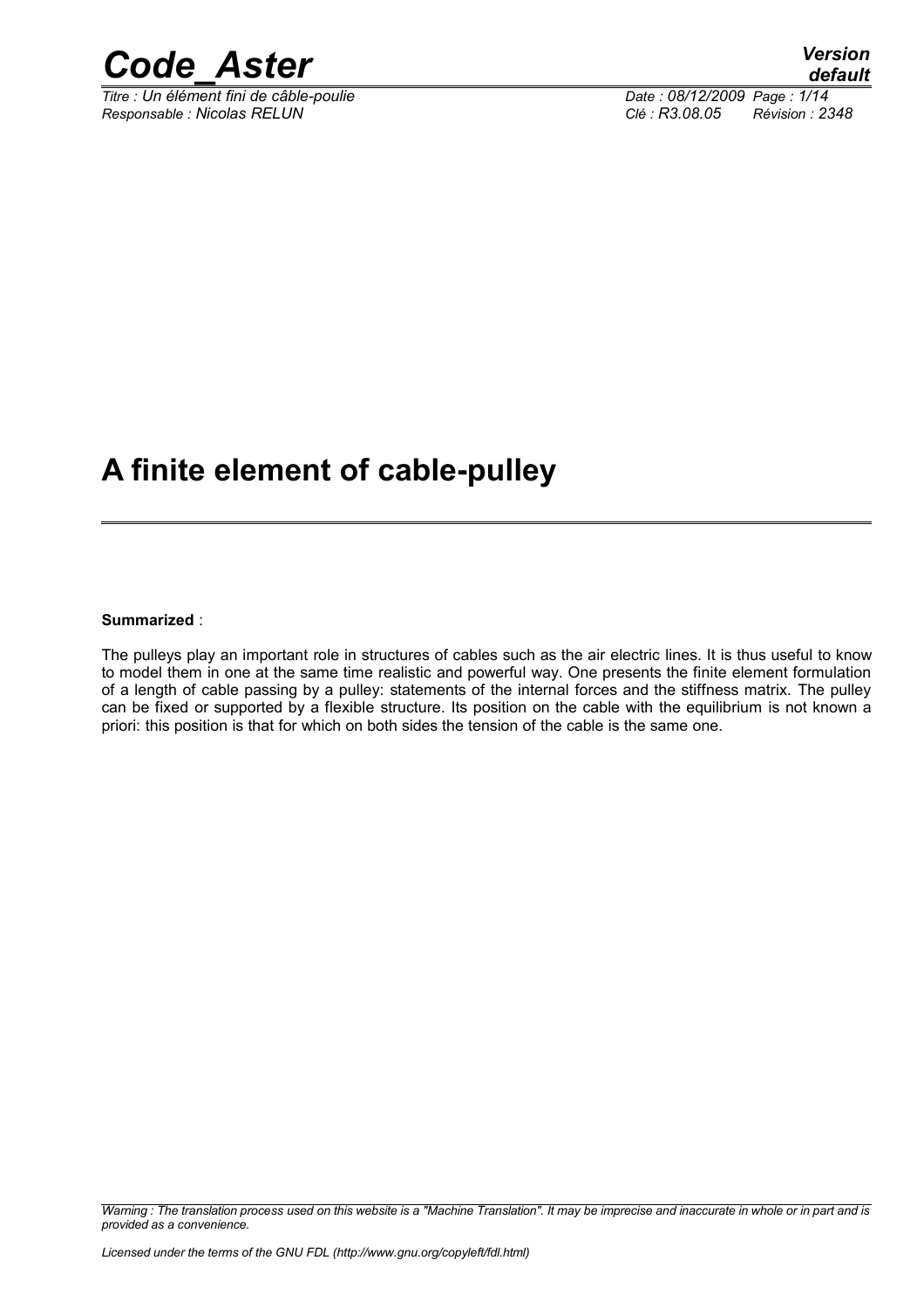# A finite element of cable-pulley

**Summarized** :

The pulleys play an important role in structures of cables such as the air electric lines. It is thus useful to know to model them in one at the same time realistic and powerful way. One presents the finite element formulation of a length of cable passing by a pulley: statements of the internal forces and the stiffness matrix. The pulley can be fixed or supported by a flexible structure. Its position on the cable with the equilibrium is not known a priori: this position is that for which on both sides the tension of the cable is the same one.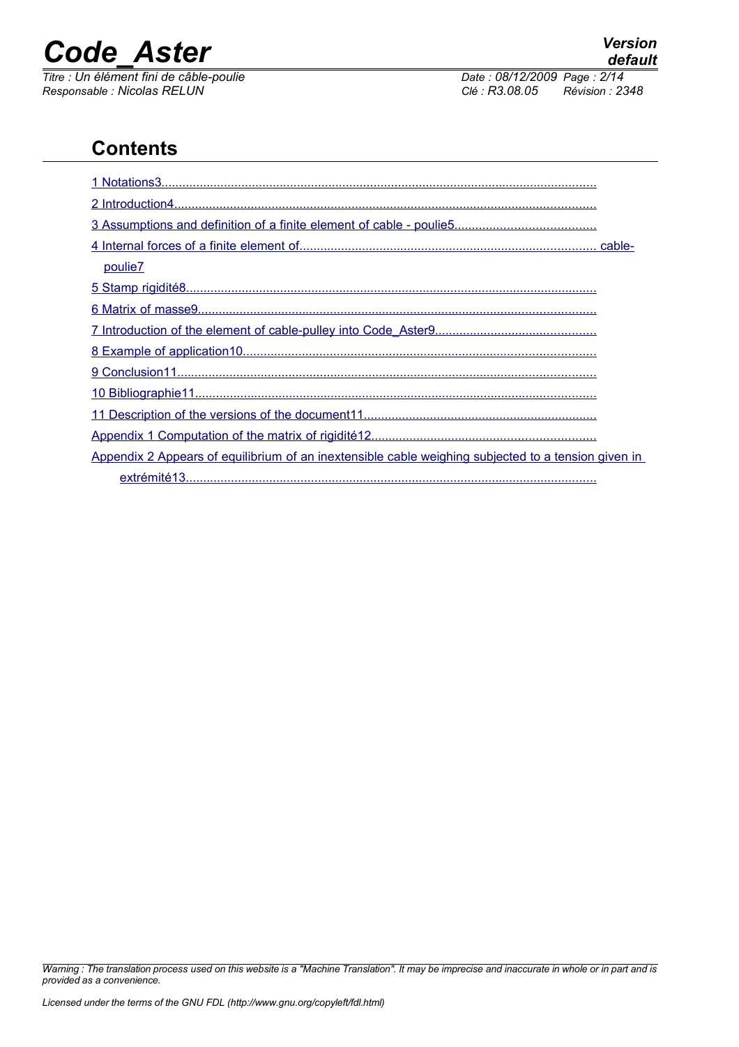## Contents

1 Notations3

2 Introduction4

3 Assumptions and definition of a finite element of cable - poulie5

4 Internal forces of a finite element of cable-poulie7

5 Stamp rigidité8

6 Matrix of masse9

7 Introduction of the element of cable-pulley into Code_Aster9

8 Example of application10

9 Conclusion11

10 Bibliographie11

11 Description of the versions of the document11

Appendix 1 Computation of the matrix of rigidité12

Appendix 2 Appears of equilibrium of an inextensible cable weighing subjected to a tension given in extrémité13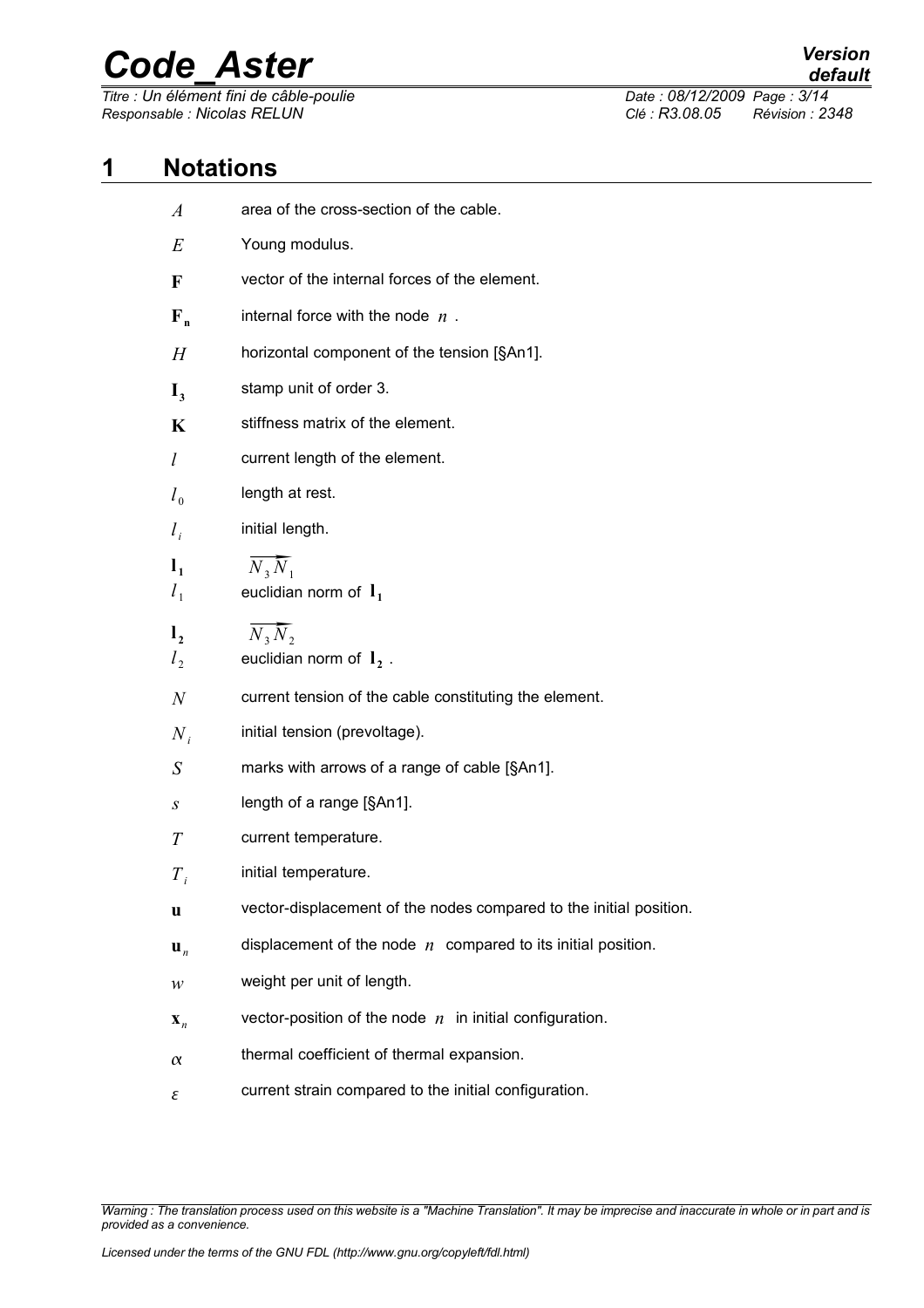# 1 Notations

| | |
|---|---|
| $A$ | area of the cross-section of the cable. |
| $E$ | Young modulus. |
| $\mathbf{F}$ | vector of the internal forces of the element. |
| $\mathbf{F_n}$ | internal force with the node $n$. |
| $H$ | horizontal component of the tension [§An1]. |
| $\mathbf{I_3}$ | stamp unit of order 3. |
| $\mathbf{K}$ | stiffness matrix of the element. |
| $l$ | current length of the element. |
| $l_0$ | length at rest. |
| $l_i$ | initial length. |
| $\mathbf{l_1}$ | $\overrightarrow{N_3 N_1}$ |
| $l_1$ | euclidian norm of $\mathbf{l_1}$ |
| $\mathbf{l_2}$ | $\overrightarrow{N_3 N_2}$ |
| $l_2$ | euclidian norm of $\mathbf{l_2}$. |
| $N$ | current tension of the cable constituting the element. |
| $N_i$ | initial tension (prevoltage). |
| $S$ | marks with arrows of a range of cable [§An1]. |
| $s$ | length of a range [§An1]. |
| $T$ | current temperature. |
| $T_i$ | initial temperature. |
| $\mathbf{u}$ | vector-displacement of the nodes compared to the initial position. |
| $\mathbf{u}_n$ | displacement of the node $n$ compared to its initial position. |
| $w$ | weight per unit of length. |
| $\mathbf{x}_n$ | vector-position of the node $n$ in initial configuration. |
| $\alpha$ | thermal coefficient of thermal expansion. |
| $\varepsilon$ | current strain compared to the initial configuration. |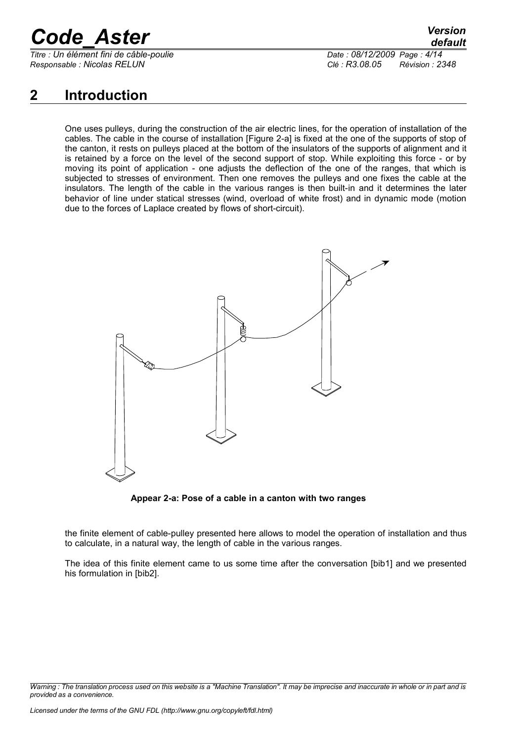## 2 Introduction

One uses pulleys, during the construction of the air electric lines, for the operation of installation of the cables. The cable in the course of installation [Figure 2-a] is fixed at the one of the supports of stop of the canton, it rests on pulleys placed at the bottom of the insulators of the supports of alignment and it is retained by a force on the level of the second support of stop. While exploiting this force - or by moving its point of application - one adjusts the deflection of the one of the ranges, that which is subjected to stresses of environment. Then one removes the pulleys and one fixes the cable at the insulators. The length of the cable in the various ranges is then built-in and it determines the later behavior of line under statical stresses (wind, overload of white frost) and in dynamic mode (motion due to the forces of Laplace created by flows of short-circuit).

**Appear 2-a: Pose of a cable in a canton with two ranges**

the finite element of cable-pulley presented here allows to model the operation of installation and thus to calculate, in a natural way, the length of cable in the various ranges.

The idea of this finite element came to us some time after the conversation [bib1] and we presented his formulation in [bib2].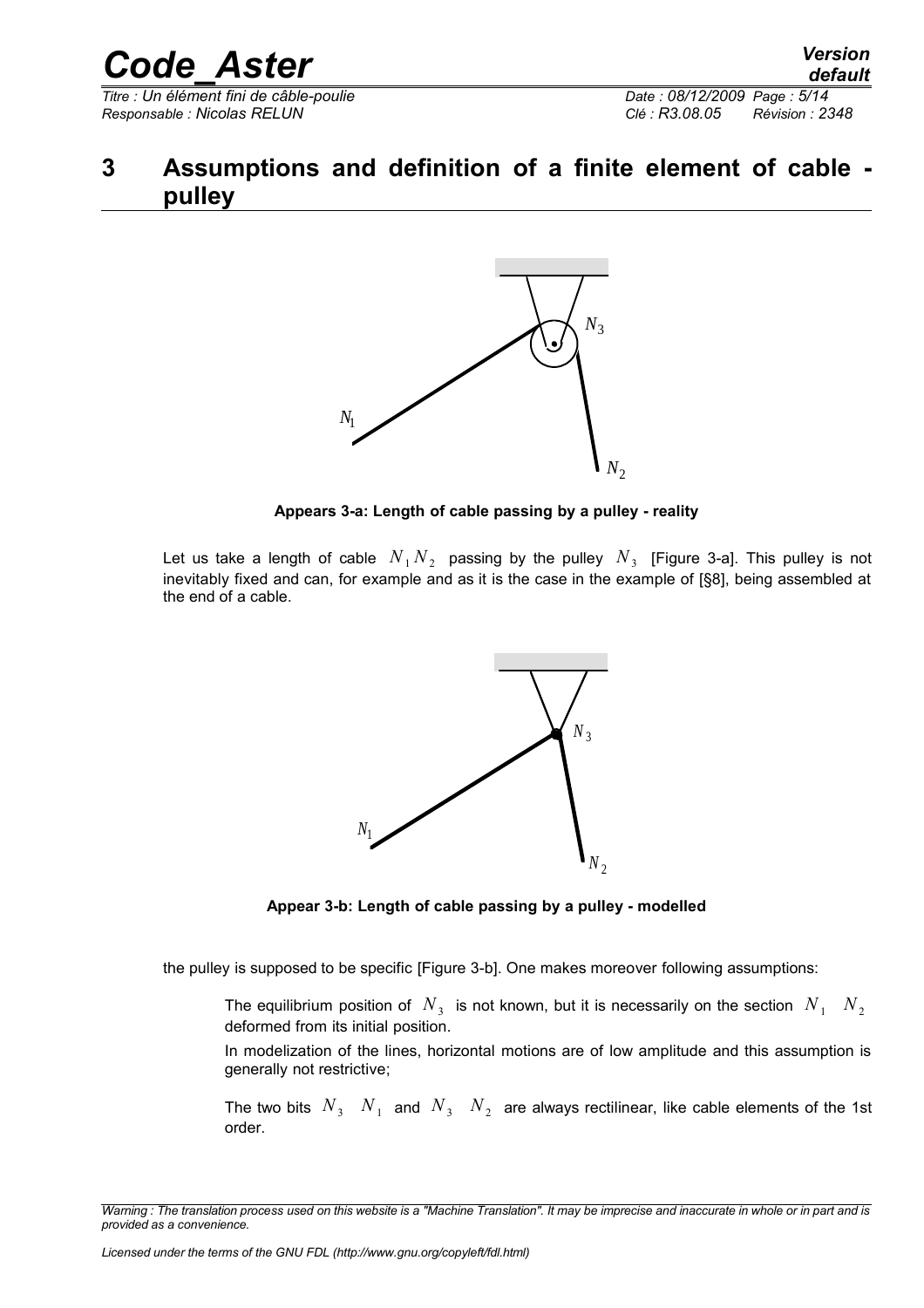# 3 Assumptions and definition of a finite element of cable - pulley

**Appears 3-a: Length of cable passing by a pulley - reality**

Let us take a length of cable $N_1 N_2$ passing by the pulley $N_3$ [Figure 3-a]. This pulley is not inevitably fixed and can, for example and as it is the case in the example of [§8], being assembled at the end of a cable.

**Appear 3-b: Length of cable passing by a pulley - modelled**

the pulley is supposed to be specific [Figure 3-b]. One makes moreover following assumptions:

The equilibrium position of $N_3$ is not known, but it is necessarily on the section $N_1$ $N_2$ deformed from its initial position.

In modelization of the lines, horizontal motions are of low amplitude and this assumption is generally not restrictive;

The two bits $N_3$ $N_1$ and $N_3$ $N_2$ are always rectilinear, like cable elements of the 1st order.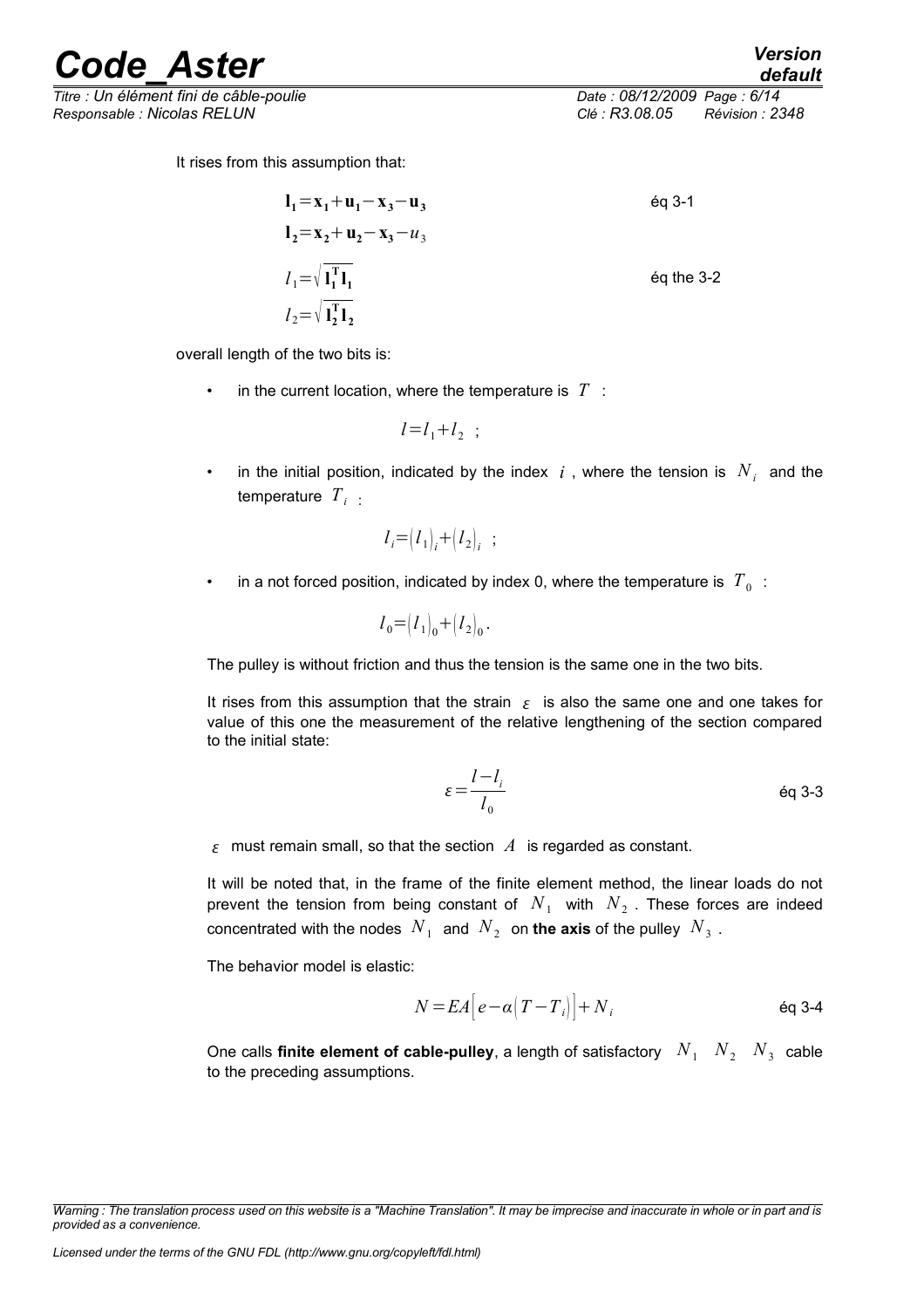It rises from this assumption that:

$$\mathbf{l_1} = \mathbf{x_1} + \mathbf{u_1} - \mathbf{x_3} - \mathbf{u_3} \qquad \text{éq 3-1}$$

$$\mathbf{l_2} = \mathbf{x_2} + \mathbf{u_2} - \mathbf{x_3} - u_3$$

$$l_1 = \sqrt{\mathbf{l_1^T l_1}} \qquad \text{éq the 3-2}$$

$$l_2 = \sqrt{\mathbf{l_2^T l_2}}$$

overall length of the two bits is:

- in the current location, where the temperature is $T$ :

$$l = l_1 + l_2 \quad ;$$

- in the initial position, indicated by the index $i$, where the tension is $N_i$ and the temperature $T_i$ :

$$l_i = (l_1)_i + (l_2)_i \quad ;$$

- in a not forced position, indicated by index 0, where the temperature is $T_0$ :

$$l_0 = (l_1)_0 + (l_2)_0 .$$

The pulley is without friction and thus the tension is the same one in the two bits.

It rises from this assumption that the strain $\varepsilon$ is also the same one and one takes for value of this one the measurement of the relative lengthening of the section compared to the initial state:

$$\varepsilon = \frac{l - l_i}{l_0} \qquad \text{éq 3-3}$$

$\varepsilon$ must remain small, so that the section $A$ is regarded as constant.

It will be noted that, in the frame of the finite element method, the linear loads do not prevent the tension from being constant of $N_1$ with $N_2$. These forces are indeed concentrated with the nodes $N_1$ and $N_2$ on **the axis** of the pulley $N_3$.

The behavior model is elastic:

$$N = EA\left[e - \alpha\left(T - T_i\right)\right] + N_i \qquad \text{éq 3-4}$$

One calls **finite element of cable-pulley**, a length of satisfactory $N_1$ $N_2$ $N_3$ cable to the preceding assumptions.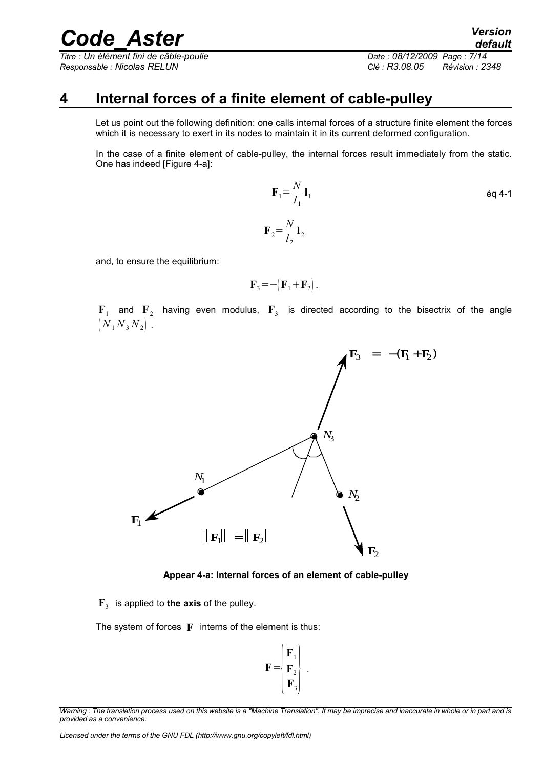# 4 Internal forces of a finite element of cable-pulley

Let us point out the following definition: one calls internal forces of a structure finite element the forces which it is necessary to exert in its nodes to maintain it in its current deformed configuration.

In the case of a finite element of cable-pulley, the internal forces result immediately from the static. One has indeed [Figure 4-a]:

$$\mathbf{F}_1 = \frac{N}{l_1} \mathbf{l}_1 \qquad \text{éq 4-1}$$

$$\mathbf{F}_2 = \frac{N}{l_2} \mathbf{l}_2$$

and, to ensure the equilibrium:

$$\mathbf{F}_3 = -\left(\mathbf{F}_1 + \mathbf{F}_2\right).$$

$\mathbf{F}_1$ and $\mathbf{F}_2$ having even modulus, $\mathbf{F}_3$ is directed according to the bisectrix of the angle $\left(N_1 N_3 N_2\right)$.

**Appear 4-a: Internal forces of an element of cable-pulley**

$\mathbf{F}_3$ is applied to **the axis** of the pulley.

The system of forces $\mathbf{F}$ interns of the element is thus:

$$\mathbf{F} = \begin{Bmatrix} \mathbf{F}_1 \\ \mathbf{F}_2 \\ \mathbf{F}_3 \end{Bmatrix}.$$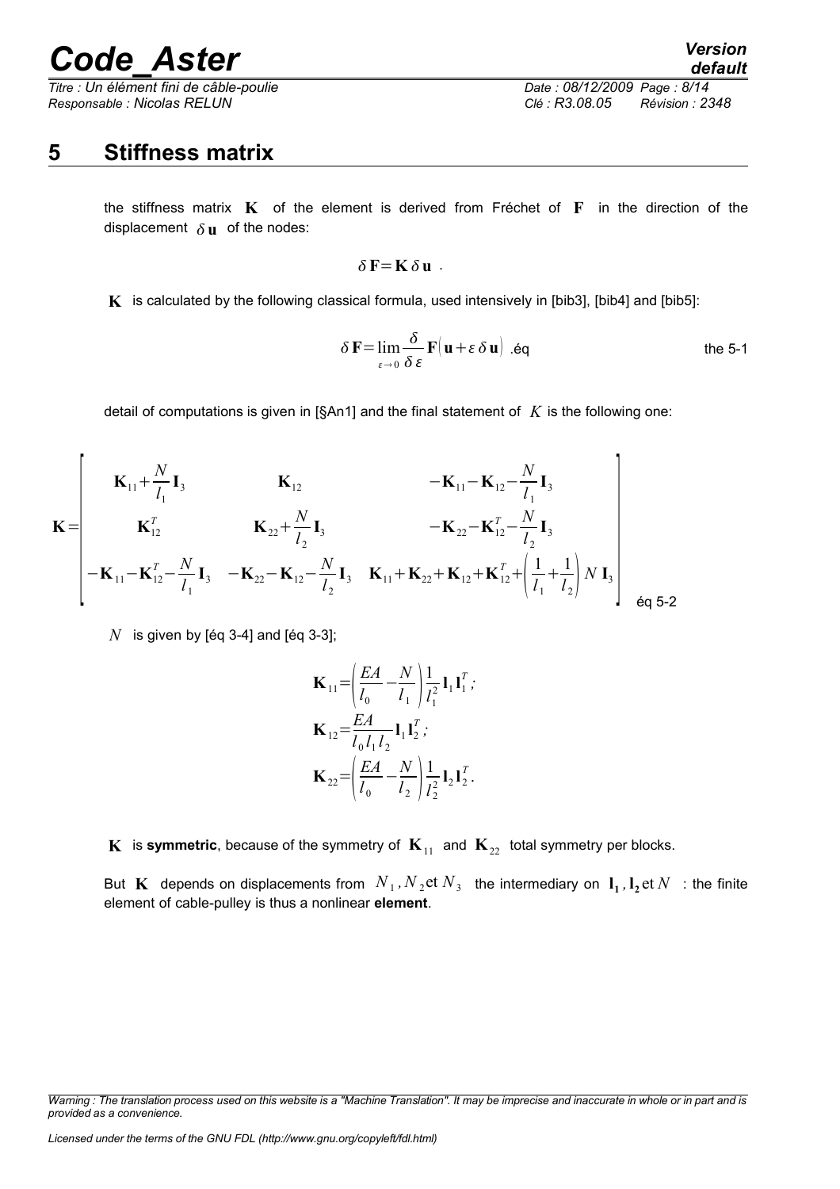# 5 Stiffness matrix

the stiffness matrix $\mathbf{K}$ of the element is derived from Fréchet of $\mathbf{F}$ in the direction of the displacement $\delta\mathbf{u}$ of the nodes:

$$\delta\mathbf{F}=\mathbf{K}\,\delta\mathbf{u}\ .$$

$\mathbf{K}$ is calculated by the following classical formula, used intensively in [bib3], [bib4] and [bib5]:

$$\delta\mathbf{F}=\lim_{\varepsilon\to 0}\frac{\delta}{\delta\varepsilon}\mathbf{F}\left(\mathbf{u}+\varepsilon\,\delta\mathbf{u}\right) \quad \text{.éq the 5-1}$$

detail of computations is given in [§An1] and the final statement of $K$ is the following one:

$$\mathbf{K}=\begin{bmatrix} \mathbf{K}_{11}+\frac{N}{l_1}\mathbf{I}_3 & \mathbf{K}_{12} & -\mathbf{K}_{11}-\mathbf{K}_{12}-\frac{N}{l_1}\mathbf{I}_3 \\ \mathbf{K}_{12}^T & \mathbf{K}_{22}+\frac{N}{l_2}\mathbf{I}_3 & -\mathbf{K}_{22}-\mathbf{K}_{12}^T-\frac{N}{l_2}\mathbf{I}_3 \\ -\mathbf{K}_{11}-\mathbf{K}_{12}^T-\frac{N}{l_1}\mathbf{I}_3 & -\mathbf{K}_{22}-\mathbf{K}_{12}-\frac{N}{l_2}\mathbf{I}_3 & \mathbf{K}_{11}+\mathbf{K}_{22}+\mathbf{K}_{12}+\mathbf{K}_{12}^T+\left(\frac{1}{l_1}+\frac{1}{l_2}\right)N\,\mathbf{I}_3 \end{bmatrix} \quad \text{éq 5-2}$$

$N$ is given by [éq 3-4] and [éq 3-3];

$$\mathbf{K}_{11}=\left(\frac{EA}{l_0}-\frac{N}{l_1}\right)\frac{1}{l_1^2}\mathbf{l}_1\mathbf{l}_1^T;$$

$$\mathbf{K}_{12}=\frac{EA}{l_0 l_1 l_2}\mathbf{l}_1\mathbf{l}_2^T;$$

$$\mathbf{K}_{22}=\left(\frac{EA}{l_0}-\frac{N}{l_2}\right)\frac{1}{l_2^2}\mathbf{l}_2\mathbf{l}_2^T.$$

$\mathbf{K}$ is **symmetric**, because of the symmetry of $\mathbf{K}_{11}$ and $\mathbf{K}_{22}$ total symmetry per blocks.

But $\mathbf{K}$ depends on displacements from $N_1, N_2 \text{et } N_3$ the intermediary on $\mathbf{l_1}, \mathbf{l_2} \text{et } N$ : the finite element of cable-pulley is thus a nonlinear **element**.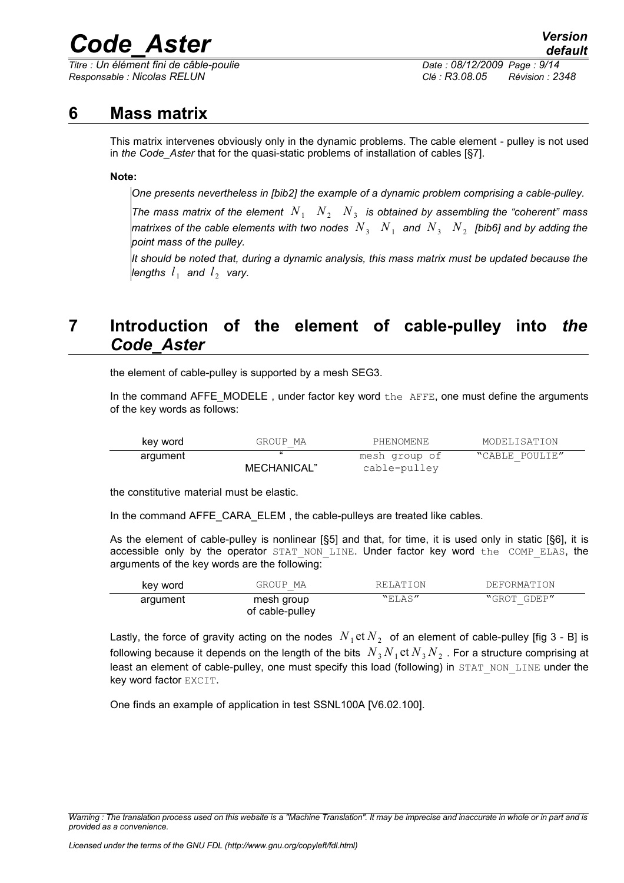## 6 Mass matrix

This matrix intervenes obviously only in the dynamic problems. The cable element - pulley is not used in *the Code_Aster* that for the quasi-static problems of installation of cables [§7].

**Note:**

*One presents nevertheless in [bib2] the example of a dynamic problem comprising a cable-pulley.*

*The mass matrix of the element* $N_1 \quad N_2 \quad N_3$ *is obtained by assembling the "coherent" mass matrixes of the cable elements with two nodes* $N_3 \quad N_1$ *and* $N_3 \quad N_2$ *[bib6] and by adding the point mass of the pulley.*

*It should be noted that, during a dynamic analysis, this mass matrix must be updated because the lengths* $l_1$ *and* $l_2$ *vary.*

## 7 Introduction of the element of cable-pulley into *the Code_Aster*

the element of cable-pulley is supported by a mesh SEG3.

In the command AFFE_MODELE , under factor key word the AFFE, one must define the arguments of the key words as follows:

| key word | GROUP_MA | PHENOMENE | MODELISATION |
|---|---|---|---|
| argument | " MECHANICAL" | mesh group of cable-pulley | "CABLE_POULIE" |

the constitutive material must be elastic.

In the command AFFE_CARA_ELEM , the cable-pulleys are treated like cables.

As the element of cable-pulley is nonlinear [§5] and that, for time, it is used only in static [§6], it is accessible only by the operator STAT_NON_LINE. Under factor key word the COMP_ELAS, the arguments of the key words are the following:

| key word | GROUP_MA | RELATION | DEFORMATION |
|---|---|---|---|
| argument | mesh group of cable-pulley | "ELAS" | "GROT_GDEP" |

Lastly, the force of gravity acting on the nodes $N_1 \text{et} N_2$ of an element of cable-pulley [fig 3 - B] is following because it depends on the length of the bits $N_3 N_1 \text{et} N_3 N_2$ . For a structure comprising at least an element of cable-pulley, one must specify this load (following) in STAT_NON_LINE under the key word factor EXCIT.

One finds an example of application in test SSNL100A [V6.02.100].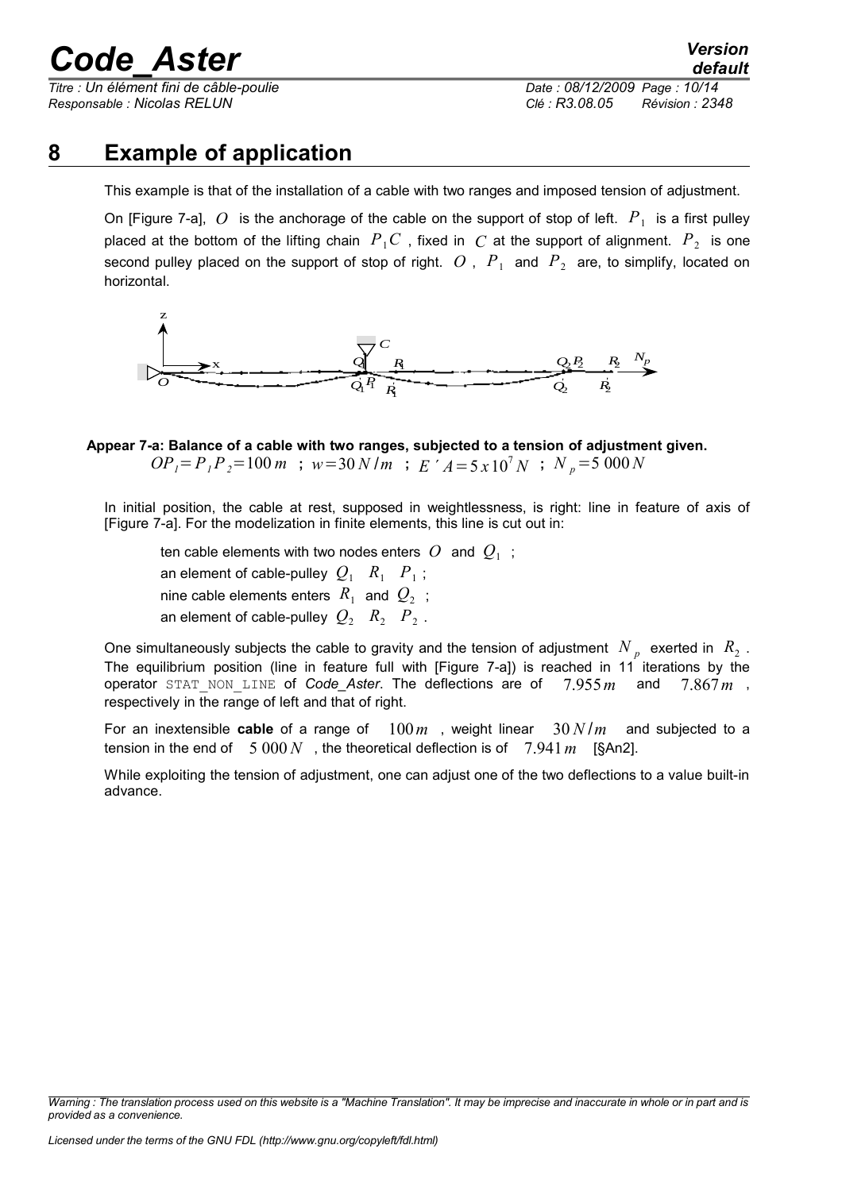# 8 Example of application

This example is that of the installation of a cable with two ranges and imposed tension of adjustment.

On [Figure 7-a], $O$ is the anchorage of the cable on the support of stop of left. $P_1$ is a first pulley placed at the bottom of the lifting chain $P_1C$, fixed in $C$ at the support of alignment. $P_2$ is one second pulley placed on the support of stop of right. $O$, $P_1$ and $P_2$ are, to simplify, located on horizontal.

**Appear 7-a: Balance of a cable with two ranges, subjected to a tension of adjustment given.**

$OP_1 = P_1P_2 = 100\,m$ ; $w = 30\,N/m$ ; $E'A = 5 \times 10^7\,N$ ; $N_p = 5\,000\,N$

In initial position, the cable at rest, supposed in weightlessness, is right: line in feature of axis of [Figure 7-a]. For the modelization in finite elements, this line is cut out in:

- ten cable elements with two nodes enters $O$ and $Q_1$ ;
- an element of cable-pulley $Q_1$ $R_1$ $P_1$ ;
- nine cable elements enters $R_1$ and $Q_2$ ;
- an element of cable-pulley $Q_2$ $R_2$ $P_2$ .

One simultaneously subjects the cable to gravity and the tension of adjustment $N_p$ exerted in $R_2$. The equilibrium position (line in feature full with [Figure 7-a]) is reached in 11 iterations by the operator STAT_NON_LINE of *Code_Aster*. The deflections are of $7.955\,m$ and $7.867\,m$, respectively in the range of left and that of right.

For an inextensible **cable** of a range of $100\,m$, weight linear $30\,N/m$ and subjected to a tension in the end of $5\,000\,N$, the theoretical deflection is of $7.941\,m$ [§An2].

While exploiting the tension of adjustment, one can adjust one of the two deflections to a value built-in advance.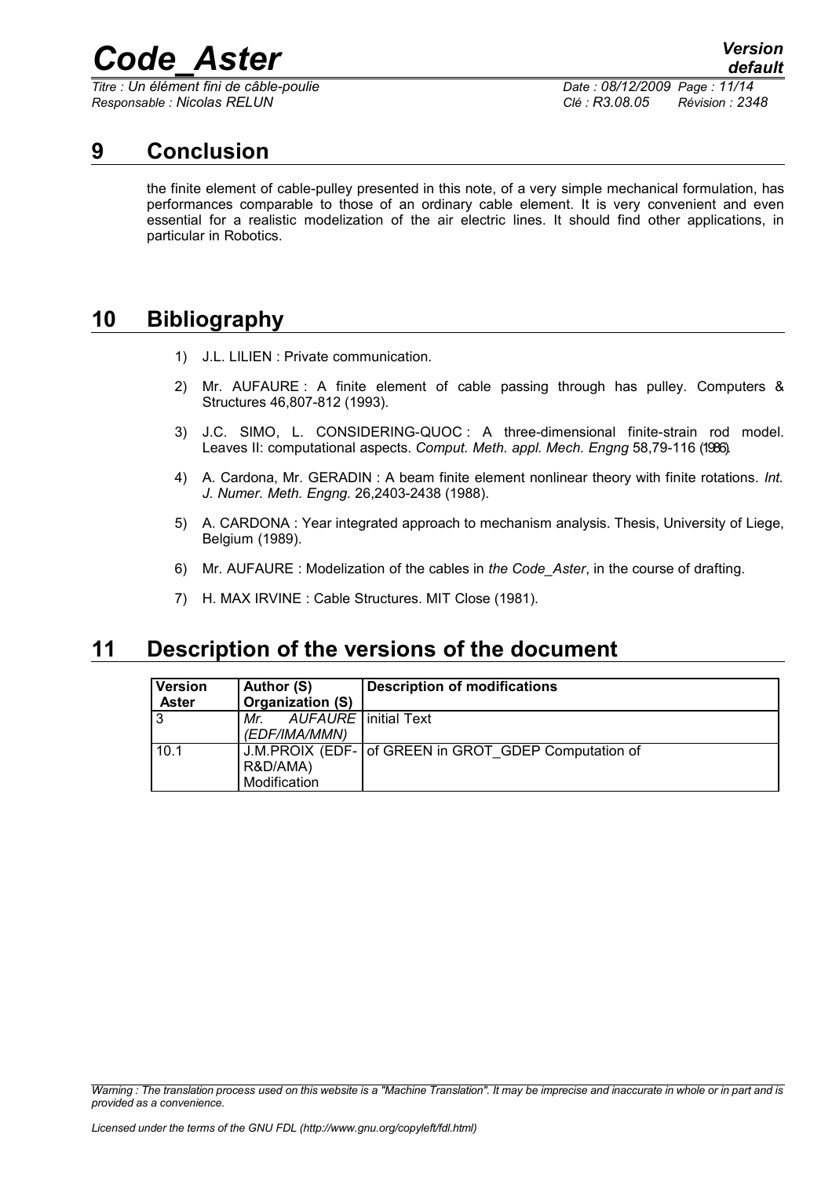## 9 Conclusion

the finite element of cable-pulley presented in this note, of a very simple mechanical formulation, has performances comparable to those of an ordinary cable element. It is very convenient and even essential for a realistic modelization of the air electric lines. It should find other applications, in particular in Robotics.

## 10 Bibliography

1) J.L. LILIEN : Private communication.

2) Mr. AUFAURE : A finite element of cable passing through has pulley. Computers & Structures 46,807-812 (1993).

3) J.C. SIMO, L. CONSIDERING-QUOC : A three-dimensional finite-strain rod model. Leaves II: computational aspects. *Comput. Meth. appl. Mech. Engng* 58,79-116 (1986).

4) A. Cardona, Mr. GERADIN : A beam finite element nonlinear theory with finite rotations. *Int. J. Numer. Meth. Engng.* 26,2403-2438 (1988).

5) A. CARDONA : Year integrated approach to mechanism analysis. Thesis, University of Liege, Belgium (1989).

6) Mr. AUFAURE : Modelization of the cables in *the Code_Aster*, in the course of drafting.

7) H. MAX IRVINE : Cable Structures. MIT Close (1981).

## 11 Description of the versions of the document

| Version Aster | Author (S) Organization (S) | Description of modifications |
|---|---|---|
| 3 | *Mr. AUFAURE (EDF/IMA/MMN)* | initial Text |
| 10.1 | J.M.PROIX (EDF-R&D/AMA) Modification | of GREEN in GROT_GDEP Computation of |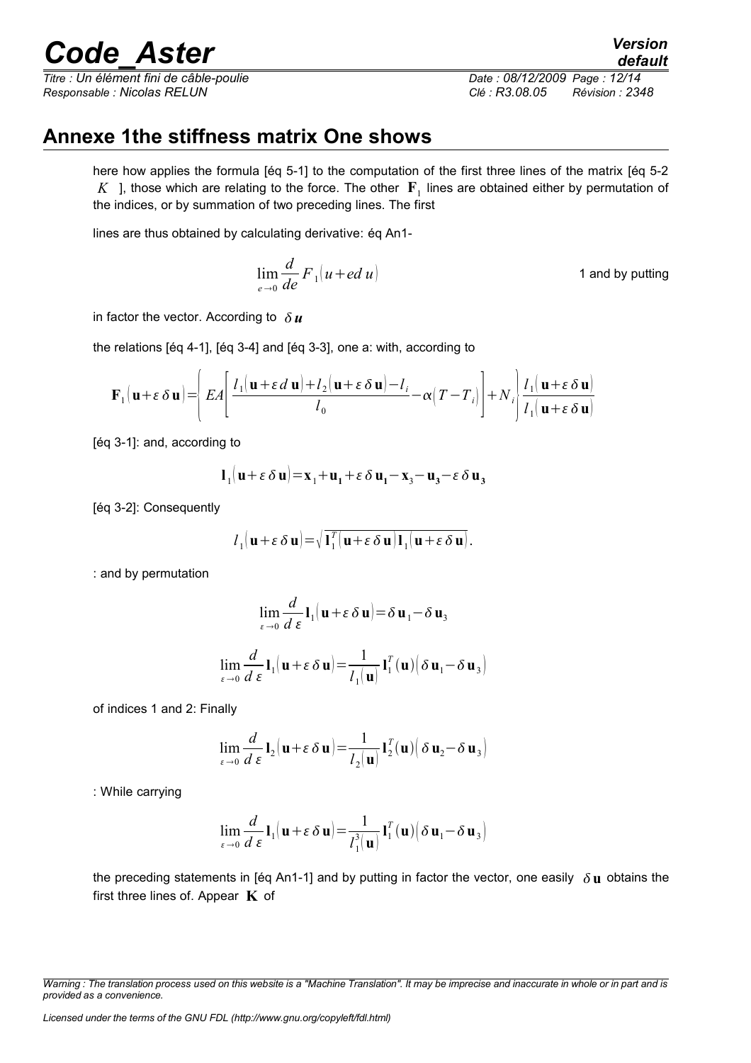## Annexe 1the stiffness matrix One shows

here how applies the formula [éq 5-1] to the computation of the first three lines of the matrix [éq 5-2 $K$ ], those which are relating to the force. The other $\mathbf{F}_1$ lines are obtained either by permutation of the indices, or by summation of two preceding lines. The first

lines are thus obtained by calculating derivative: éq An1-

$$\lim_{e \to 0} \frac{d}{de} F_1(u + ed\, u)$$

1 and by putting

in factor the vector. According to $\delta \boldsymbol{u}$

the relations [éq 4-1], [éq 3-4] and [éq 3-3], one a: with, according to

$$\mathbf{F}_1(\mathbf{u} + \varepsilon\, \delta\, \mathbf{u}) = \left\{ EA \left[ \frac{l_1(\mathbf{u} + \varepsilon\, d\, \mathbf{u}) + l_2(\mathbf{u} + \varepsilon\, \delta\, \mathbf{u}) - l_i}{l_0} - \alpha(T - T_i) \right] + N_i \right\} \frac{l_1(\mathbf{u} + \varepsilon\, \delta\, \mathbf{u})}{l_1(\mathbf{u} + \varepsilon\, \delta\, \mathbf{u})}$$

[éq 3-1]: and, according to

$$\mathbf{l}_1(\mathbf{u} + \varepsilon\, \delta\, \mathbf{u}) = \mathbf{x}_1 + \mathbf{u}_1 + \varepsilon\, \delta\, \mathbf{u}_1 - \mathbf{x}_3 - \mathbf{u}_3 - \varepsilon\, \delta\, \mathbf{u}_3$$

[éq 3-2]: Consequently

$$l_1(\mathbf{u} + \varepsilon\, \delta\, \mathbf{u}) = \sqrt{\mathbf{l}_1^T(\mathbf{u} + \varepsilon\, \delta\, \mathbf{u})\, \mathbf{l}_1(\mathbf{u} + \varepsilon\, \delta\, \mathbf{u})}.$$

: and by permutation

$$\lim_{\varepsilon \to 0} \frac{d}{d\, \varepsilon} \mathbf{l}_1(\mathbf{u} + \varepsilon\, \delta\, \mathbf{u}) = \delta\, \mathbf{u}_1 - \delta\, \mathbf{u}_3$$

$$\lim_{\varepsilon \to 0} \frac{d}{d\, \varepsilon} \mathbf{l}_1(\mathbf{u} + \varepsilon\, \delta\, \mathbf{u}) = \frac{1}{l_1(\mathbf{u})} \mathbf{l}_1^T(\mathbf{u}) (\delta\, \mathbf{u}_1 - \delta\, \mathbf{u}_3)$$

of indices 1 and 2: Finally

$$\lim_{\varepsilon \to 0} \frac{d}{d\, \varepsilon} \mathbf{l}_2(\mathbf{u} + \varepsilon\, \delta\, \mathbf{u}) = \frac{1}{l_2(\mathbf{u})} \mathbf{l}_2^T(\mathbf{u}) (\delta\, \mathbf{u}_2 - \delta\, \mathbf{u}_3)$$

: While carrying

$$\lim_{\varepsilon \to 0} \frac{d}{d\, \varepsilon} \mathbf{l}_1(\mathbf{u} + \varepsilon\, \delta\, \mathbf{u}) = \frac{1}{l_1^3(\mathbf{u})} \mathbf{l}_1^T(\mathbf{u}) (\delta\, \mathbf{u}_1 - \delta\, \mathbf{u}_3)$$

the preceding statements in [éq An1-1] and by putting in factor the vector, one easily $\delta\, \mathbf{u}$ obtains the first three lines of. Appear $\mathbf{K}$ of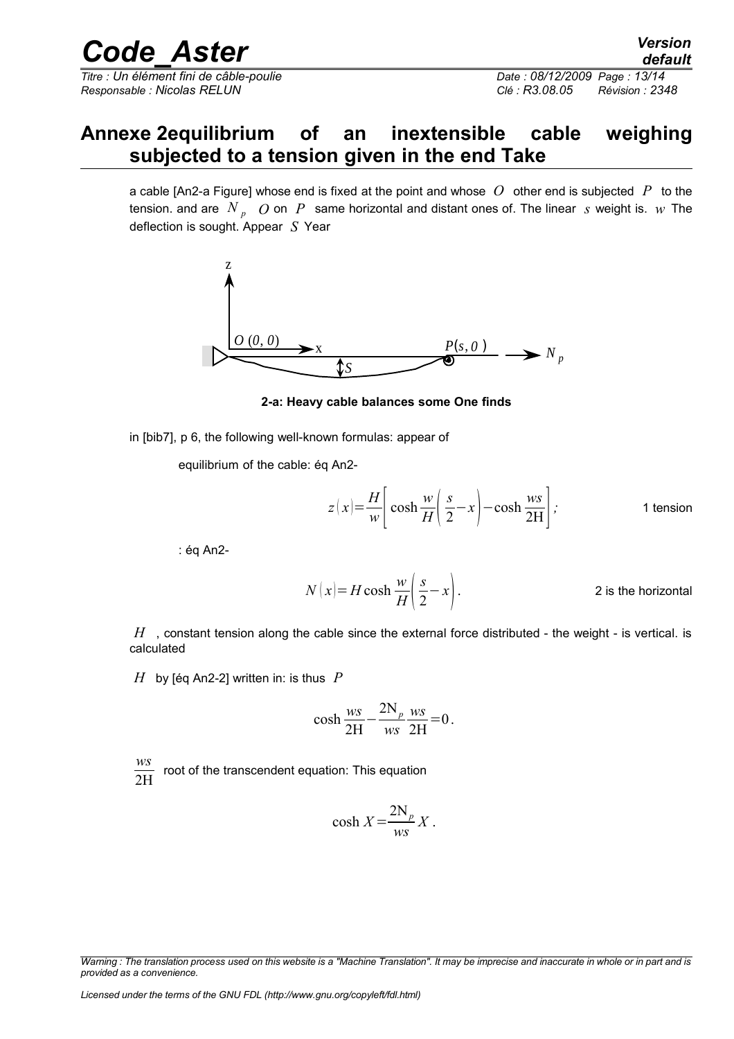# Annexe 2equilibrium of an inextensible cable weighing subjected to a tension given in the end Take

a cable [An2-a Figure] whose end is fixed at the point and whose $O$ other end is subjected $P$ to the tension. and are $N_p$ $O$ on $P$ same horizontal and distant ones of. The linear $s$ weight is. $w$ The deflection is sought. Appear $S$ Year

**2-a: Heavy cable balances some One finds**

in [bib7], p 6, the following well-known formulas: appear of

equilibrium of the cable: éq An2-

$$z(x)=\frac{H}{w}\left[\cosh\frac{w}{H}\left(\frac{s}{2}-x\right)-\cosh\frac{ws}{2\mathrm{H}}\right];$$

1 tension

: éq An2-

$$N(x)=H\cosh\frac{w}{H}\left(\frac{s}{2}-x\right).$$

2 is the horizontal

$H$ , constant tension along the cable since the external force distributed - the weight - is vertical. is calculated

$H$ by [éq An2-2] written in: is thus $P$

$$\cosh\frac{ws}{2\mathrm{H}}-\frac{2\mathrm{N}_p}{ws}\frac{ws}{2\mathrm{H}}=0.$$

$\frac{ws}{2\mathrm{H}}$ root of the transcendent equation: This equation

$$\cosh X=\frac{2\mathrm{N}_p}{ws}X.$$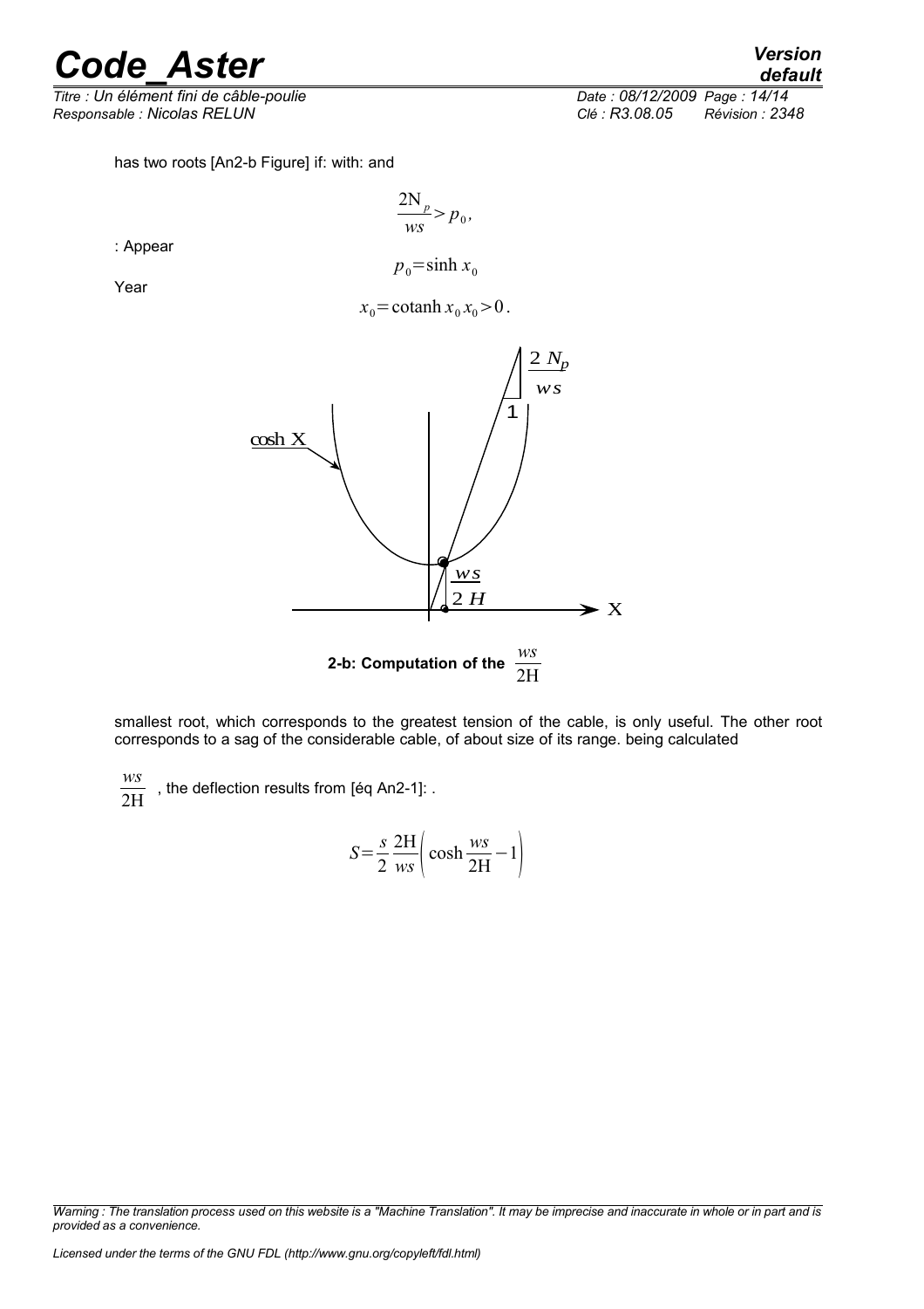has two roots [An2-b Figure] if: with: and

$$\frac{2N_p}{ws} > p_0,$$

: Appear

$$p_0 = \sinh x_0$$

Year

$$x_0 = \operatorname{cotanh} x_0 \, x_0 > 0 .$$

cosh X

$\frac{2\,N_p}{ws}$

1

$\frac{ws}{2\,H}$

X

**2-b: Computation of the** $\frac{ws}{2\mathrm{H}}$

smallest root, which corresponds to the greatest tension of the cable, is only useful. The other root corresponds to a sag of the considerable cable, of about size of its range. being calculated

$\frac{ws}{2\mathrm{H}}$ , the deflection results from [éq An2-1]: .

$$S = \frac{s}{2} \frac{2\mathrm{H}}{ws} \left( \cosh \frac{ws}{2\mathrm{H}} - 1 \right)$$